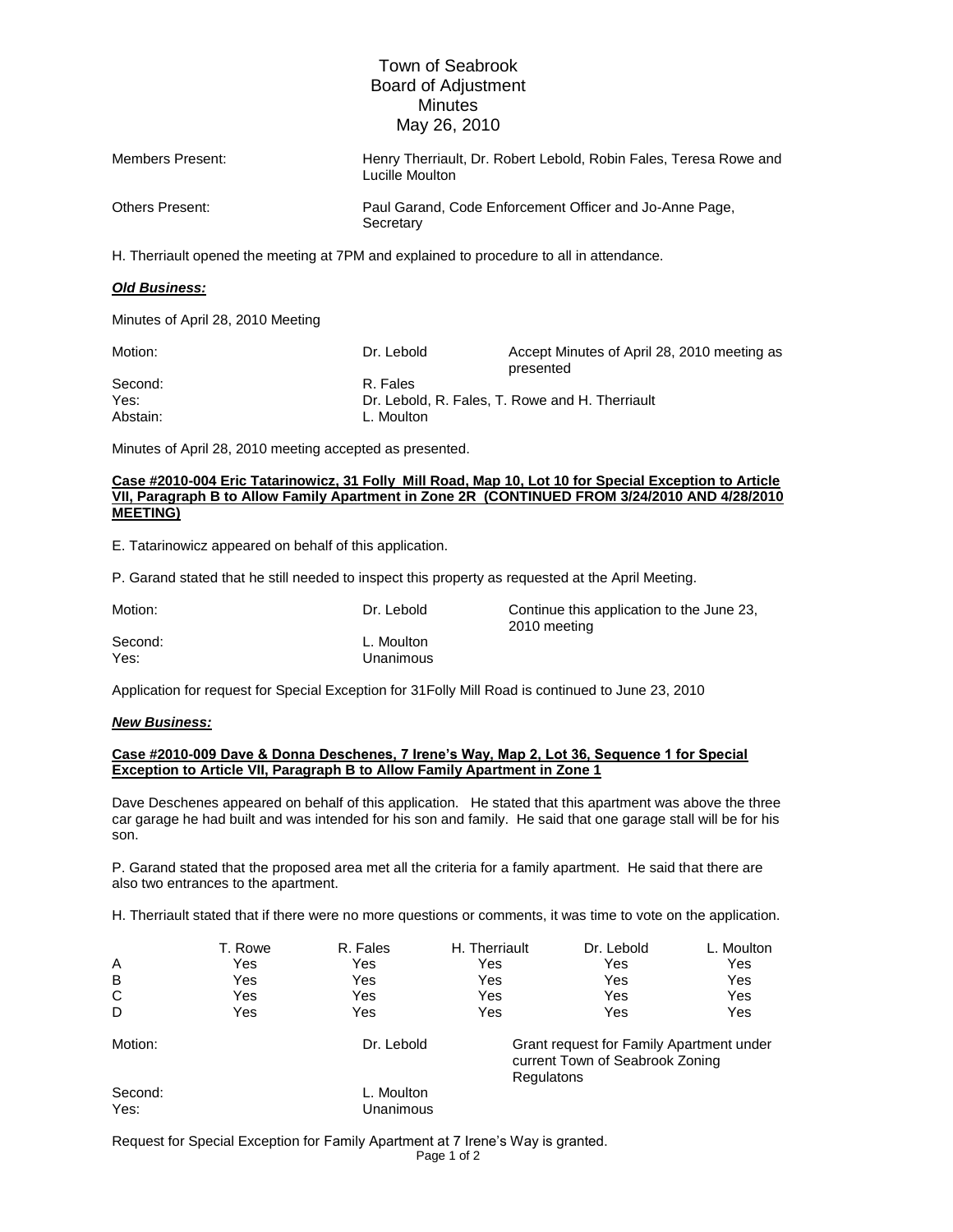# Town of Seabrook
## Board of Adjustment
## Minutes
## May 26, 2010

| | |
|---|---|
| Members Present: | Henry Therriault, Dr. Robert Lebold, Robin Fales, Teresa Rowe and Lucille Moulton |
| Others Present: | Paul Garand, Code Enforcement Officer and Jo-Anne Page, Secretary |

H. Therriault opened the meeting at 7PM and explained to procedure to all in attendance.

***Old Business:***

Minutes of April 28, 2010 Meeting

| | | |
|---|---|---|
| Motion: | Dr. Lebold | Accept Minutes of April 28, 2010 meeting as presented |
| Second: | R. Fales | |
| Yes: | Dr. Lebold, R. Fales, T. Rowe and H. Therriault | |
| Abstain: | L. Moulton | |

Minutes of April 28, 2010 meeting accepted as presented.

**Case #2010-004 Eric Tatarinowicz, 31 Folly Mill Road, Map 10, Lot 10 for Special Exception to Article VII, Paragraph B to Allow Family Apartment in Zone 2R (CONTINUED FROM 3/24/2010 AND 4/28/2010 MEETING)**

E. Tatarinowicz appeared on behalf of this application.

P. Garand stated that he still needed to inspect this property as requested at the April Meeting.

| | | |
|---|---|---|
| Motion: | Dr. Lebold | Continue this application to the June 23, 2010 meeting |
| Second: | L. Moulton | |
| Yes: | Unanimous | |

Application for request for Special Exception for 31Folly Mill Road is continued to June 23, 2010

***New Business:***

**Case #2010-009 Dave & Donna Deschenes, 7 Irene's Way, Map 2, Lot 36, Sequence 1 for Special Exception to Article VII, Paragraph B to Allow Family Apartment in Zone 1**

Dave Deschenes appeared on behalf of this application. He stated that this apartment was above the three car garage he had built and was intended for his son and family. He said that one garage stall will be for his son.

P. Garand stated that the proposed area met all the criteria for a family apartment. He said that there are also two entrances to the apartment.

H. Therriault stated that if there were no more questions or comments, it was time to vote on the application.

| | T. Rowe | R. Fales | H. Therriault | Dr. Lebold | L. Moulton |
|---|---|---|---|---|---|
| A | Yes | Yes | Yes | Yes | Yes |
| B | Yes | Yes | Yes | Yes | Yes |
| C | Yes | Yes | Yes | Yes | Yes |
| D | Yes | Yes | Yes | Yes | Yes |

| | | |
|---|---|---|
| Motion: | Dr. Lebold | Grant request for Family Apartment under current Town of Seabrook Zoning Regulatons |
| Second: | L. Moulton | |
| Yes: | Unanimous | |

Request for Special Exception for Family Apartment at 7 Irene's Way is granted.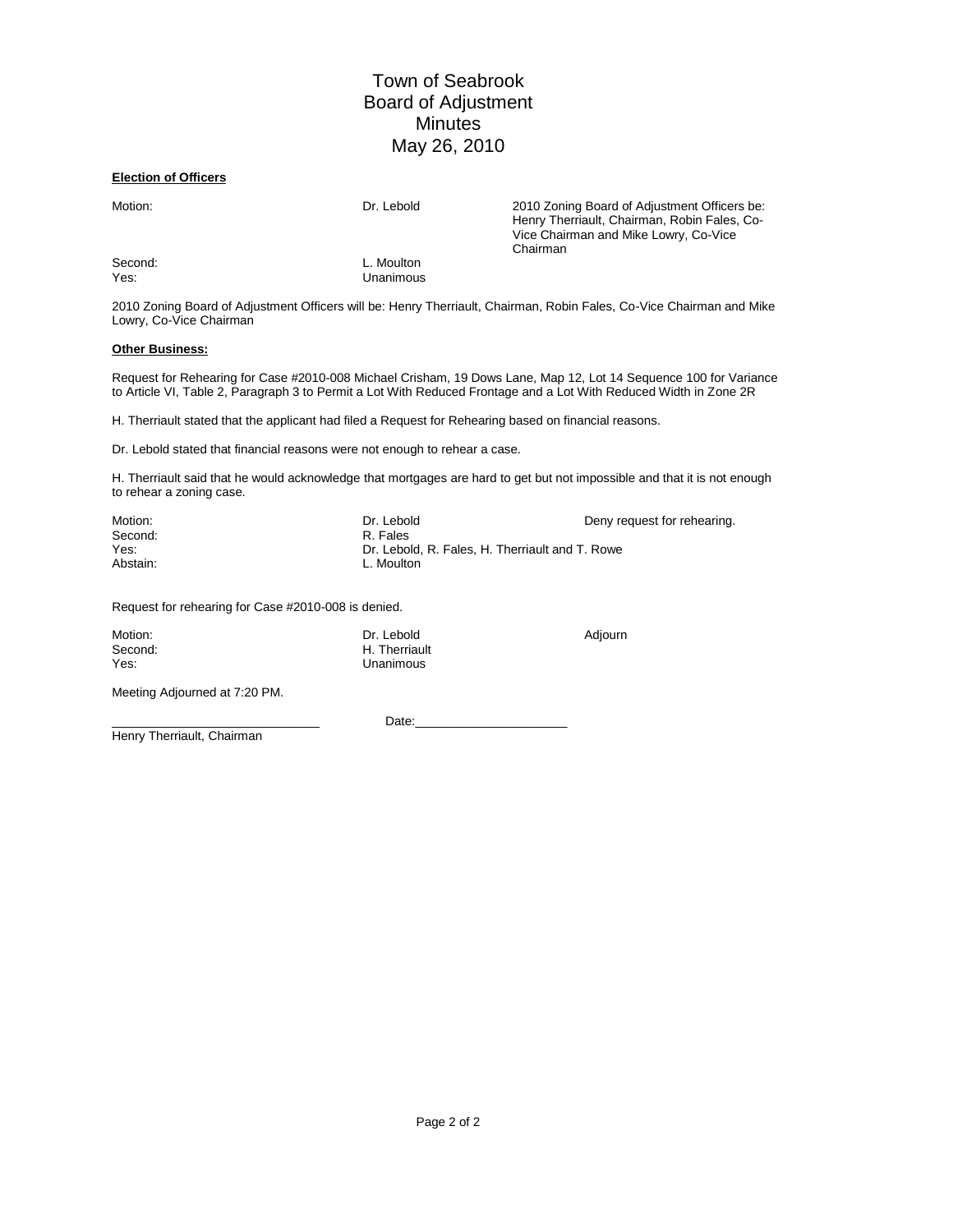# Town of Seabrook
# Board of Adjustment
# Minutes
# May 26, 2010

**Election of Officers**

| | | |
|---|---|---|
| Motion: | Dr. Lebold | 2010 Zoning Board of Adjustment Officers be: Henry Therriault, Chairman, Robin Fales, Co-Vice Chairman and Mike Lowry, Co-Vice Chairman |
| Second: | L. Moulton | |
| Yes: | Unanimous | |

2010 Zoning Board of Adjustment Officers will be: Henry Therriault, Chairman, Robin Fales, Co-Vice Chairman and Mike Lowry, Co-Vice Chairman

**Other Business:**

Request for Rehearing for Case #2010-008 Michael Crisham, 19 Dows Lane, Map 12, Lot 14 Sequence 100 for Variance to Article VI, Table 2, Paragraph 3 to Permit a Lot With Reduced Frontage and a Lot With Reduced Width in Zone 2R

H. Therriault stated that the applicant had filed a Request for Rehearing based on financial reasons.

Dr. Lebold stated that financial reasons were not enough to rehear a case.

H. Therriault said that he would acknowledge that mortgages are hard to get but not impossible and that it is not enough to rehear a zoning case.

| | | |
|---|---|---|
| Motion: | Dr. Lebold | Deny request for rehearing. |
| Second: | R. Fales | |
| Yes: | Dr. Lebold, R. Fales, H. Therriault and T. Rowe | |
| Abstain: | L. Moulton | |

Request for rehearing for Case #2010-008 is denied.

| | | |
|---|---|---|
| Motion: | Dr. Lebold | Adjourn |
| Second: | H. Therriault | |
| Yes: | Unanimous | |

Meeting Adjourned at 7:20 PM.

_____________________________ Date:______________________

Henry Therriault, Chairman